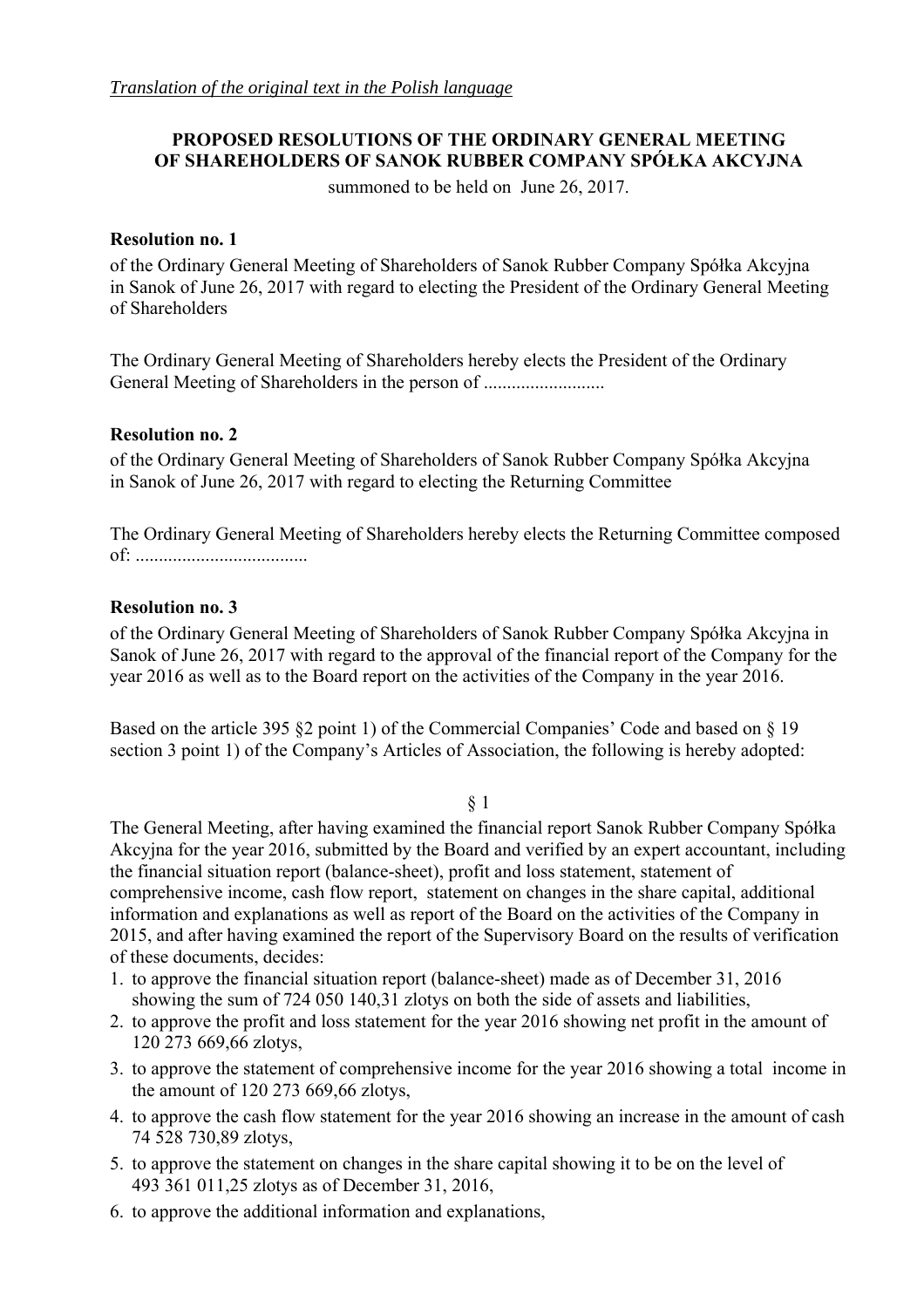*Translation of the original text in the Polish language*

**PROPOSED RESOLUTIONS OF THE ORDINARY GENERAL MEETING OF SHAREHOLDERS OF SANOK RUBBER COMPANY SPÓŁKA AKCYJNA**

summoned to be held on June 26, 2017.

**Resolution no. 1**

of the Ordinary General Meeting of Shareholders of Sanok Rubber Company Spółka Akcyjna in Sanok of June 26, 2017 with regard to electing the President of the Ordinary General Meeting of Shareholders

The Ordinary General Meeting of Shareholders hereby elects the President of the Ordinary General Meeting of Shareholders in the person of ..........................

**Resolution no. 2**

of the Ordinary General Meeting of Shareholders of Sanok Rubber Company Spółka Akcyjna in Sanok of June 26, 2017 with regard to electing the Returning Committee

The Ordinary General Meeting of Shareholders hereby elects the Returning Committee composed of: .....................................

**Resolution no. 3**

of the Ordinary General Meeting of Shareholders of Sanok Rubber Company Spółka Akcyjna in Sanok of June 26, 2017 with regard to the approval of the financial report of the Company for the year 2016 as well as to the Board report on the activities of the Company in the year 2016.

Based on the article 395 §2 point 1) of the Commercial Companies' Code and based on § 19 section 3 point 1) of the Company's Articles of Association, the following is hereby adopted:

§ 1

The General Meeting, after having examined the financial report Sanok Rubber Company Spółka Akcyjna for the year 2016, submitted by the Board and verified by an expert accountant, including the financial situation report (balance-sheet), profit and loss statement, statement of comprehensive income, cash flow report, statement on changes in the share capital, additional information and explanations as well as report of the Board on the activities of the Company in 2015, and after having examined the report of the Supervisory Board on the results of verification of these documents, decides:

1. to approve the financial situation report (balance-sheet) made as of December 31, 2016 showing the sum of 724 050 140,31 zlotys on both the side of assets and liabilities,
2. to approve the profit and loss statement for the year 2016 showing net profit in the amount of 120 273 669,66 zlotys,
3. to approve the statement of comprehensive income for the year 2016 showing a total income in the amount of 120 273 669,66 zlotys,
4. to approve the cash flow statement for the year 2016 showing an increase in the amount of cash 74 528 730,89 zlotys,
5. to approve the statement on changes in the share capital showing it to be on the level of 493 361 011,25 zlotys as of December 31, 2016,
6. to approve the additional information and explanations,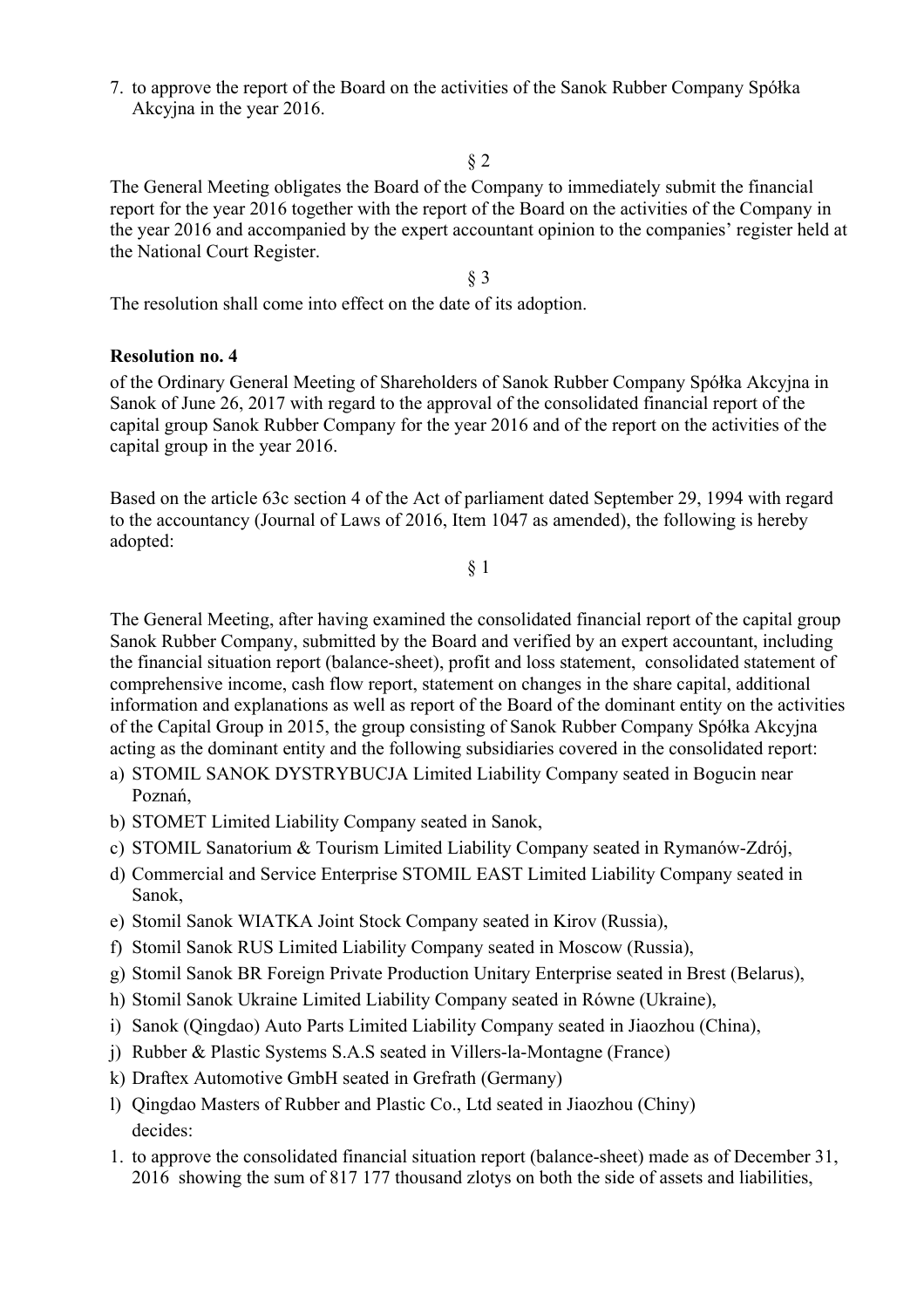7. to approve the report of the Board on the activities of the Sanok Rubber Company Spółka Akcyjna in the year 2016.

§ 2

The General Meeting obligates the Board of the Company to immediately submit the financial report for the year 2016 together with the report of the Board on the activities of the Company in the year 2016 and accompanied by the expert accountant opinion to the companies' register held at the National Court Register.

§ 3

The resolution shall come into effect on the date of its adoption.

**Resolution no. 4**

of the Ordinary General Meeting of Shareholders of Sanok Rubber Company Spółka Akcyjna in Sanok of June 26, 2017 with regard to the approval of the consolidated financial report of the capital group Sanok Rubber Company for the year 2016 and of the report on the activities of the capital group in the year 2016.

Based on the article 63c section 4 of the Act of parliament dated September 29, 1994 with regard to the accountancy (Journal of Laws of 2016, Item 1047 as amended), the following is hereby adopted:

§ 1

The General Meeting, after having examined the consolidated financial report of the capital group Sanok Rubber Company, submitted by the Board and verified by an expert accountant, including the financial situation report (balance-sheet), profit and loss statement, consolidated statement of comprehensive income, cash flow report, statement on changes in the share capital, additional information and explanations as well as report of the Board of the dominant entity on the activities of the Capital Group in 2015, the group consisting of Sanok Rubber Company Spółka Akcyjna acting as the dominant entity and the following subsidiaries covered in the consolidated report:

a) STOMIL SANOK DYSTRYBUCJA Limited Liability Company seated in Bogucin near Poznań,
b) STOMET Limited Liability Company seated in Sanok,
c) STOMIL Sanatorium & Tourism Limited Liability Company seated in Rymanów-Zdrój,
d) Commercial and Service Enterprise STOMIL EAST Limited Liability Company seated in Sanok,
e) Stomil Sanok WIATKA Joint Stock Company seated in Kirov (Russia),
f) Stomil Sanok RUS Limited Liability Company seated in Moscow (Russia),
g) Stomil Sanok BR Foreign Private Production Unitary Enterprise seated in Brest (Belarus),
h) Stomil Sanok Ukraine Limited Liability Company seated in Równe (Ukraine),
i) Sanok (Qingdao) Auto Parts Limited Liability Company seated in Jiaozhou (China),
j) Rubber & Plastic Systems S.A.S seated in Villers-la-Montagne (France)
k) Draftex Automotive GmbH seated in Grefrath (Germany)
l) Qingdao Masters of Rubber and Plastic Co., Ltd seated in Jiaozhou (Chiny)

decides:

1. to approve the consolidated financial situation report (balance-sheet) made as of December 31, 2016 showing the sum of 817 177 thousand zlotys on both the side of assets and liabilities,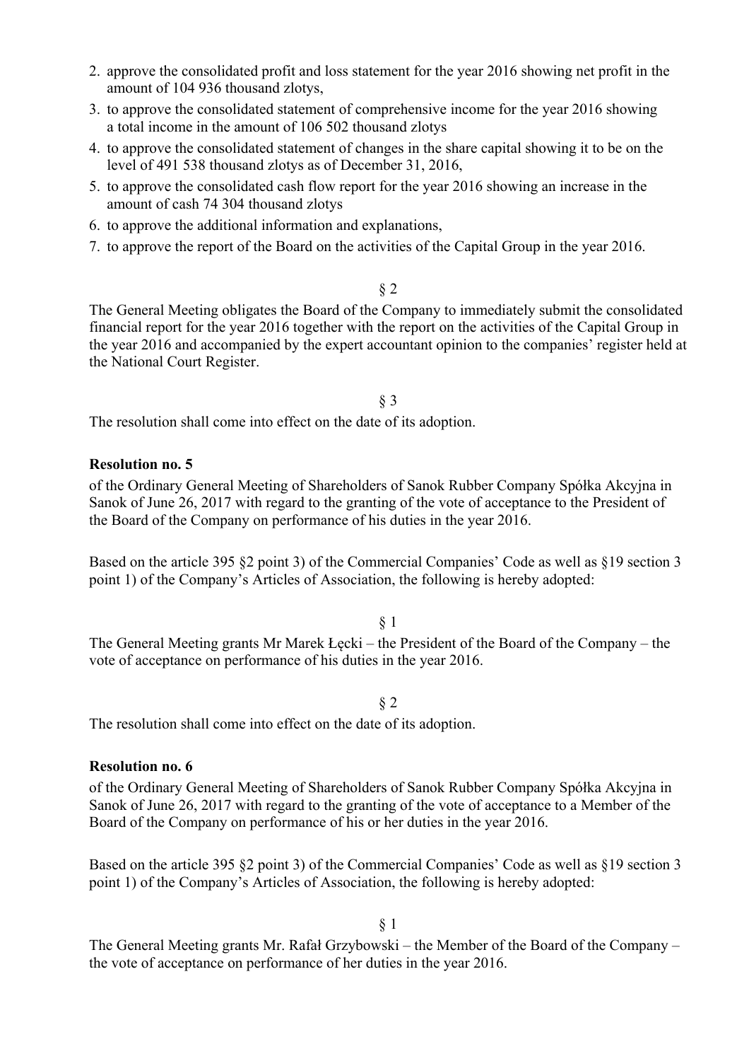2. approve the consolidated profit and loss statement for the year 2016 showing net profit in the amount of 104 936 thousand zlotys,
3. to approve the consolidated statement of comprehensive income for the year 2016 showing a total income in the amount of 106 502 thousand zlotys
4. to approve the consolidated statement of changes in the share capital showing it to be on the level of 491 538 thousand zlotys as of December 31, 2016,
5. to approve the consolidated cash flow report for the year 2016 showing an increase in the amount of cash 74 304 thousand zlotys
6. to approve the additional information and explanations,
7. to approve the report of the Board on the activities of the Capital Group in the year 2016.

§ 2

The General Meeting obligates the Board of the Company to immediately submit the consolidated financial report for the year 2016 together with the report on the activities of the Capital Group in the year 2016 and accompanied by the expert accountant opinion to the companies' register held at the National Court Register.

§ 3

The resolution shall come into effect on the date of its adoption.

**Resolution no. 5**

of the Ordinary General Meeting of Shareholders of Sanok Rubber Company Spółka Akcyjna in Sanok of June 26, 2017 with regard to the granting of the vote of acceptance to the President of the Board of the Company on performance of his duties in the year 2016.

Based on the article 395 §2 point 3) of the Commercial Companies' Code as well as §19 section 3 point 1) of the Company's Articles of Association, the following is hereby adopted:

§ 1

The General Meeting grants Mr Marek Łęcki – the President of the Board of the Company – the vote of acceptance on performance of his duties in the year 2016.

§ 2

The resolution shall come into effect on the date of its adoption.

**Resolution no. 6**

of the Ordinary General Meeting of Shareholders of Sanok Rubber Company Spółka Akcyjna in Sanok of June 26, 2017 with regard to the granting of the vote of acceptance to a Member of the Board of the Company on performance of his or her duties in the year 2016.

Based on the article 395 §2 point 3) of the Commercial Companies' Code as well as §19 section 3 point 1) of the Company's Articles of Association, the following is hereby adopted:

§ 1

The General Meeting grants Mr. Rafał Grzybowski – the Member of the Board of the Company – the vote of acceptance on performance of her duties in the year 2016.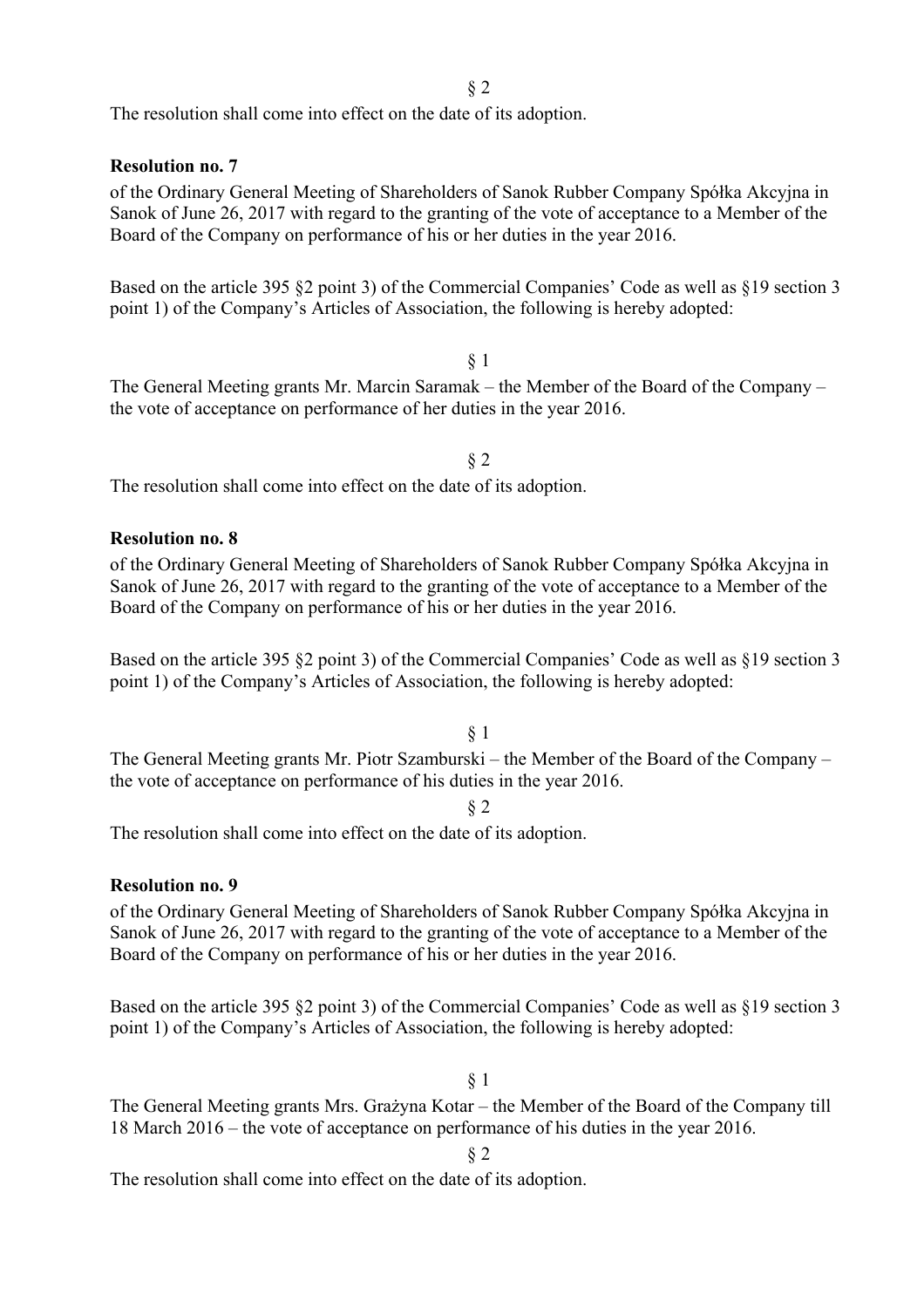§ 2

The resolution shall come into effect on the date of its adoption.

**Resolution no. 7**

of the Ordinary General Meeting of Shareholders of Sanok Rubber Company Spółka Akcyjna in Sanok of June 26, 2017 with regard to the granting of the vote of acceptance to a Member of the Board of the Company on performance of his or her duties in the year 2016.

Based on the article 395 §2 point 3) of the Commercial Companies' Code as well as §19 section 3 point 1) of the Company's Articles of Association, the following is hereby adopted:

§ 1

The General Meeting grants Mr. Marcin Saramak – the Member of the Board of the Company – the vote of acceptance on performance of her duties in the year 2016.

§ 2

The resolution shall come into effect on the date of its adoption.

**Resolution no. 8**

of the Ordinary General Meeting of Shareholders of Sanok Rubber Company Spółka Akcyjna in Sanok of June 26, 2017 with regard to the granting of the vote of acceptance to a Member of the Board of the Company on performance of his or her duties in the year 2016.

Based on the article 395 §2 point 3) of the Commercial Companies' Code as well as §19 section 3 point 1) of the Company's Articles of Association, the following is hereby adopted:

§ 1

The General Meeting grants Mr. Piotr Szamburski – the Member of the Board of the Company – the vote of acceptance on performance of his duties in the year 2016.

§ 2

The resolution shall come into effect on the date of its adoption.

**Resolution no. 9**

of the Ordinary General Meeting of Shareholders of Sanok Rubber Company Spółka Akcyjna in Sanok of June 26, 2017 with regard to the granting of the vote of acceptance to a Member of the Board of the Company on performance of his or her duties in the year 2016.

Based on the article 395 §2 point 3) of the Commercial Companies' Code as well as §19 section 3 point 1) of the Company's Articles of Association, the following is hereby adopted:

§ 1

The General Meeting grants Mrs. Grażyna Kotar – the Member of the Board of the Company till 18 March 2016 – the vote of acceptance on performance of his duties in the year 2016.

§ 2

The resolution shall come into effect on the date of its adoption.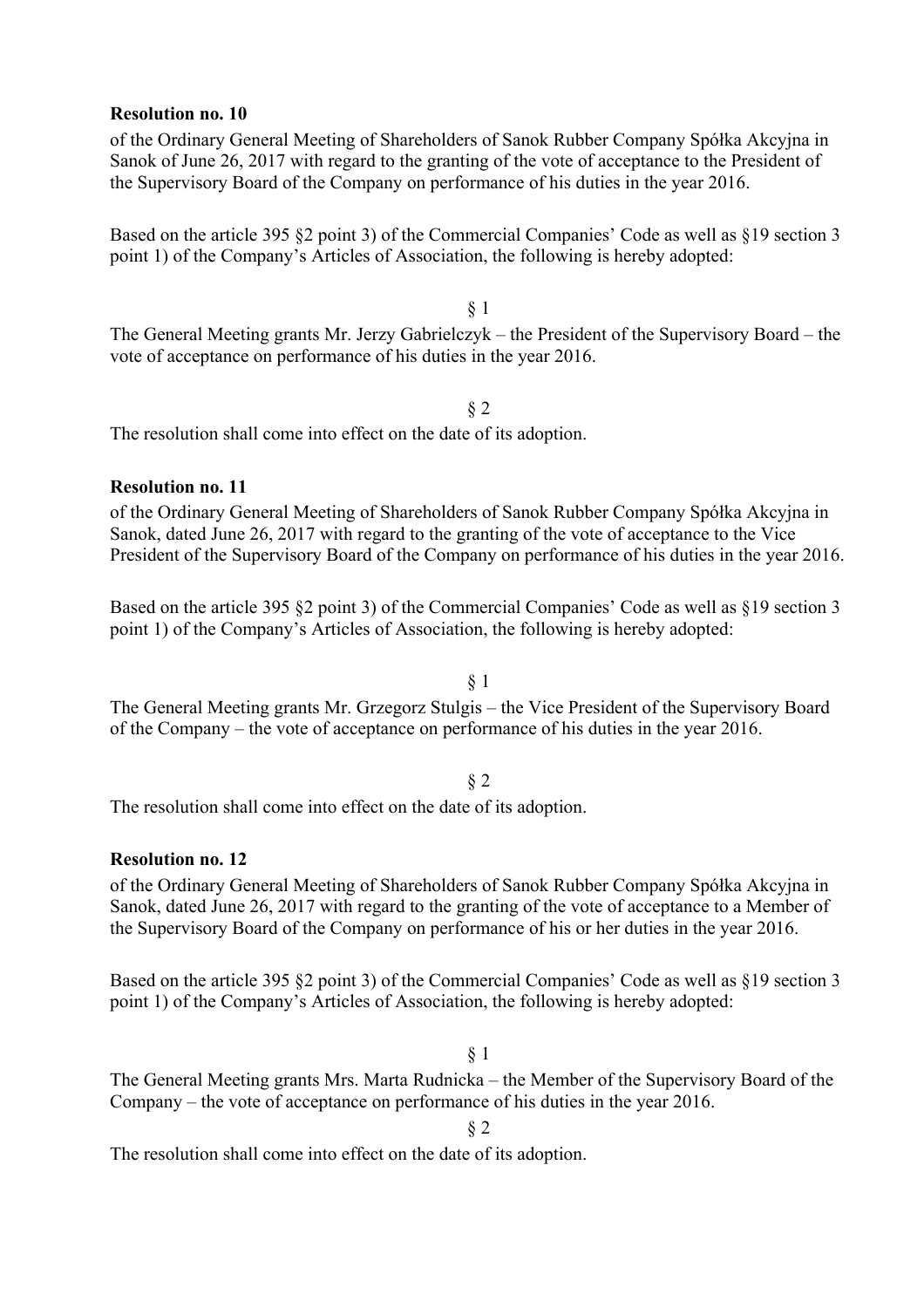**Resolution no. 10**

of the Ordinary General Meeting of Shareholders of Sanok Rubber Company Spółka Akcyjna in Sanok of June 26, 2017 with regard to the granting of the vote of acceptance to the President of the Supervisory Board of the Company on performance of his duties in the year 2016.

Based on the article 395 §2 point 3) of the Commercial Companies' Code as well as §19 section 3 point 1) of the Company's Articles of Association, the following is hereby adopted:

§ 1

The General Meeting grants Mr. Jerzy Gabrielczyk – the President of the Supervisory Board – the vote of acceptance on performance of his duties in the year 2016.

§ 2

The resolution shall come into effect on the date of its adoption.

**Resolution no. 11**

of the Ordinary General Meeting of Shareholders of Sanok Rubber Company Spółka Akcyjna in Sanok, dated June 26, 2017 with regard to the granting of the vote of acceptance to the Vice President of the Supervisory Board of the Company on performance of his duties in the year 2016.

Based on the article 395 §2 point 3) of the Commercial Companies' Code as well as §19 section 3 point 1) of the Company's Articles of Association, the following is hereby adopted:

§ 1

The General Meeting grants Mr. Grzegorz Stulgis – the Vice President of the Supervisory Board of the Company – the vote of acceptance on performance of his duties in the year 2016.

§ 2

The resolution shall come into effect on the date of its adoption.

**Resolution no. 12**

of the Ordinary General Meeting of Shareholders of Sanok Rubber Company Spółka Akcyjna in Sanok, dated June 26, 2017 with regard to the granting of the vote of acceptance to a Member of the Supervisory Board of the Company on performance of his or her duties in the year 2016.

Based on the article 395 §2 point 3) of the Commercial Companies' Code as well as §19 section 3 point 1) of the Company's Articles of Association, the following is hereby adopted:

§ 1

The General Meeting grants Mrs. Marta Rudnicka – the Member of the Supervisory Board of the Company – the vote of acceptance on performance of his duties in the year 2016.

§ 2

The resolution shall come into effect on the date of its adoption.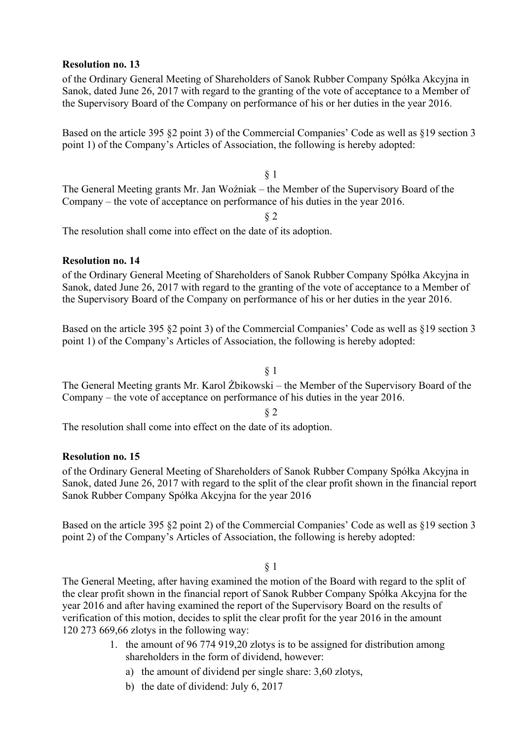**Resolution no. 13**

of the Ordinary General Meeting of Shareholders of Sanok Rubber Company Spółka Akcyjna in Sanok, dated June 26, 2017 with regard to the granting of the vote of acceptance to a Member of the Supervisory Board of the Company on performance of his or her duties in the year 2016.

Based on the article 395 §2 point 3) of the Commercial Companies' Code as well as §19 section 3 point 1) of the Company's Articles of Association, the following is hereby adopted:

§ 1

The General Meeting grants Mr. Jan Woźniak – the Member of the Supervisory Board of the Company – the vote of acceptance on performance of his duties in the year 2016.

§ 2

The resolution shall come into effect on the date of its adoption.

**Resolution no. 14**

of the Ordinary General Meeting of Shareholders of Sanok Rubber Company Spółka Akcyjna in Sanok, dated June 26, 2017 with regard to the granting of the vote of acceptance to a Member of the Supervisory Board of the Company on performance of his or her duties in the year 2016.

Based on the article 395 §2 point 3) of the Commercial Companies' Code as well as §19 section 3 point 1) of the Company's Articles of Association, the following is hereby adopted:

§ 1

The General Meeting grants Mr. Karol Żbikowski – the Member of the Supervisory Board of the Company – the vote of acceptance on performance of his duties in the year 2016.

§ 2

The resolution shall come into effect on the date of its adoption.

**Resolution no. 15**

of the Ordinary General Meeting of Shareholders of Sanok Rubber Company Spółka Akcyjna in Sanok, dated June 26, 2017 with regard to the split of the clear profit shown in the financial report Sanok Rubber Company Spółka Akcyjna for the year 2016

Based on the article 395 §2 point 2) of the Commercial Companies' Code as well as §19 section 3 point 2) of the Company's Articles of Association, the following is hereby adopted:

§ 1

The General Meeting, after having examined the motion of the Board with regard to the split of the clear profit shown in the financial report of Sanok Rubber Company Spółka Akcyjna for the year 2016 and after having examined the report of the Supervisory Board on the results of verification of this motion, decides to split the clear profit for the year 2016 in the amount 120 273 669,66 zlotys in the following way:

1. the amount of 96 774 919,20 zlotys is to be assigned for distribution among shareholders in the form of dividend, however:
   a) the amount of dividend per single share: 3,60 zlotys,
   b) the date of dividend: July 6, 2017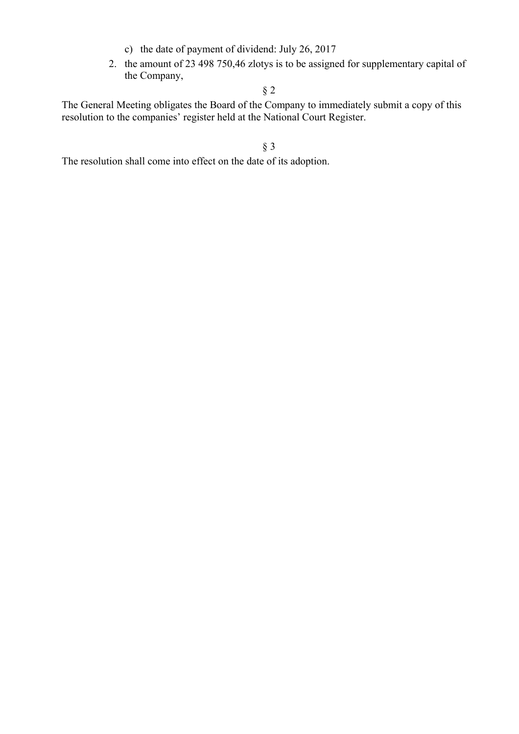c) the date of payment of dividend: July 26, 2017

2. the amount of 23 498 750,46 zlotys is to be assigned for supplementary capital of the Company,

§ 2

The General Meeting obligates the Board of the Company to immediately submit a copy of this resolution to the companies' register held at the National Court Register.

§ 3

The resolution shall come into effect on the date of its adoption.